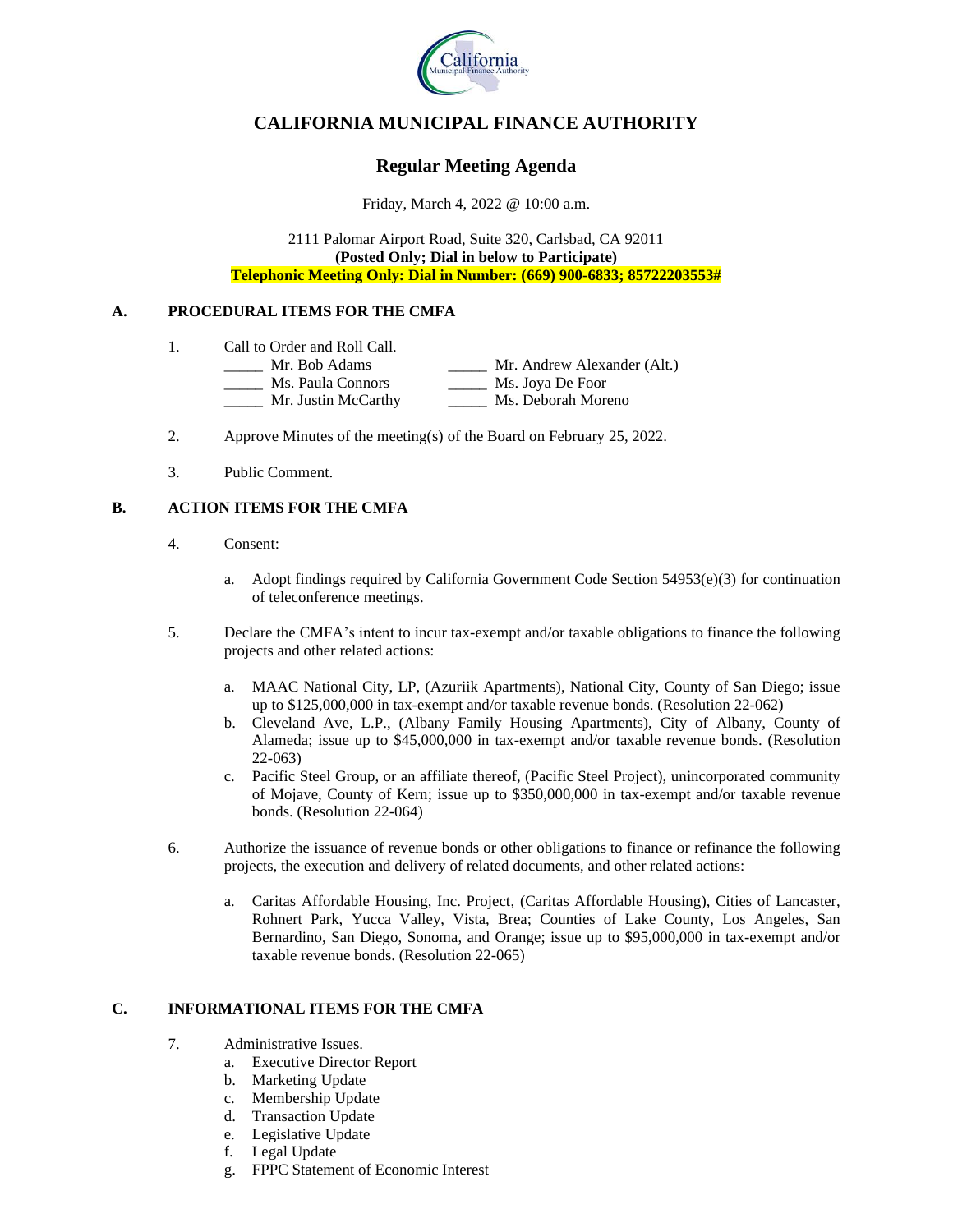# CALIFORNIA MUNICIPAL FINANCE AUTHORITY

## Regular Meeting Agenda

Friday, March 4, 2022 @ 10:00 a.m.

2111 Palomar Airport Road, Suite 320, Carlsbad, CA 92011
**(Posted Only; Dial in below to Participate)**
**Telephonic Meeting Only: Dial in Number: (669) 900-6833; 85722203553#**

### A. PROCEDURAL ITEMS FOR THE CMFA

1. Call to Order and Roll Call.

   _____ Mr. Bob Adams
   _____ Ms. Paula Connors
   _____ Mr. Justin McCarthy
   _____ Mr. Andrew Alexander (Alt.)
   _____ Ms. Joya De Foor
   _____ Ms. Deborah Moreno

2. Approve Minutes of the meeting(s) of the Board on February 25, 2022.

3. Public Comment.

### B. ACTION ITEMS FOR THE CMFA

4. Consent:

   a. Adopt findings required by California Government Code Section 54953(e)(3) for continuation of teleconference meetings.

5. Declare the CMFA's intent to incur tax-exempt and/or taxable obligations to finance the following projects and other related actions:

   a. MAAC National City, LP, (Azuriik Apartments), National City, County of San Diego; issue up to $125,000,000 in tax-exempt and/or taxable revenue bonds. (Resolution 22-062)
   b. Cleveland Ave, L.P., (Albany Family Housing Apartments), City of Albany, County of Alameda; issue up to $45,000,000 in tax-exempt and/or taxable revenue bonds. (Resolution 22-063)
   c. Pacific Steel Group, or an affiliate thereof, (Pacific Steel Project), unincorporated community of Mojave, County of Kern; issue up to $350,000,000 in tax-exempt and/or taxable revenue bonds. (Resolution 22-064)

6. Authorize the issuance of revenue bonds or other obligations to finance or refinance the following projects, the execution and delivery of related documents, and other related actions:

   a. Caritas Affordable Housing, Inc. Project, (Caritas Affordable Housing), Cities of Lancaster, Rohnert Park, Yucca Valley, Vista, Brea; Counties of Lake County, Los Angeles, San Bernardino, San Diego, Sonoma, and Orange; issue up to $95,000,000 in tax-exempt and/or taxable revenue bonds. (Resolution 22-065)

### C. INFORMATIONAL ITEMS FOR THE CMFA

7. Administrative Issues.

   a. Executive Director Report
   b. Marketing Update
   c. Membership Update
   d. Transaction Update
   e. Legislative Update
   f. Legal Update
   g. FPPC Statement of Economic Interest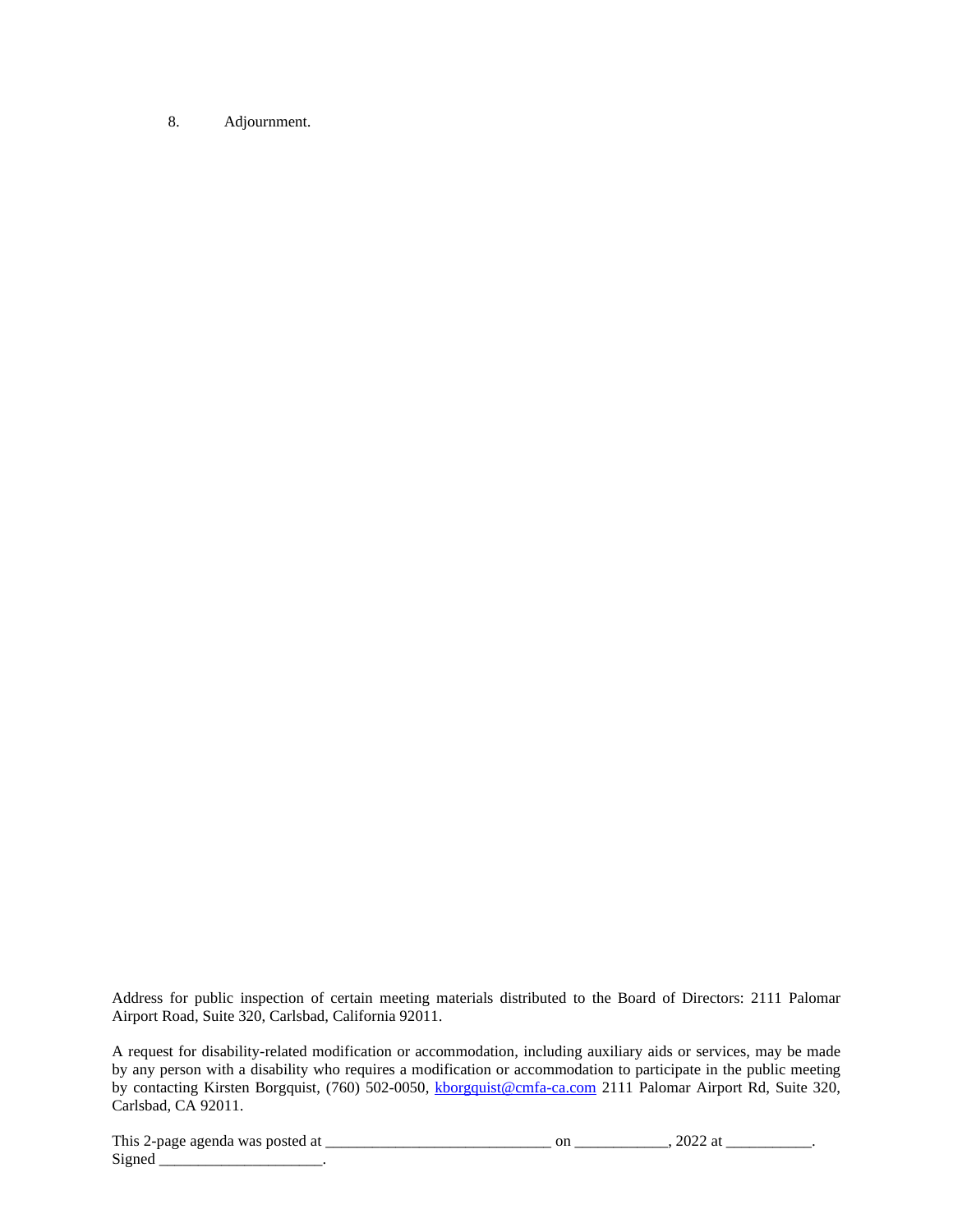8. Adjournment.

Address for public inspection of certain meeting materials distributed to the Board of Directors: 2111 Palomar Airport Road, Suite 320, Carlsbad, California 92011.

A request for disability-related modification or accommodation, including auxiliary aids or services, may be made by any person with a disability who requires a modification or accommodation to participate in the public meeting by contacting Kirsten Borgquist, (760) 502-0050, kborgquist@cmfa-ca.com 2111 Palomar Airport Rd, Suite 320, Carlsbad, CA 92011.

This 2-page agenda was posted at ____________________________ on ____________, 2022 at ___________.
Signed _____________________.